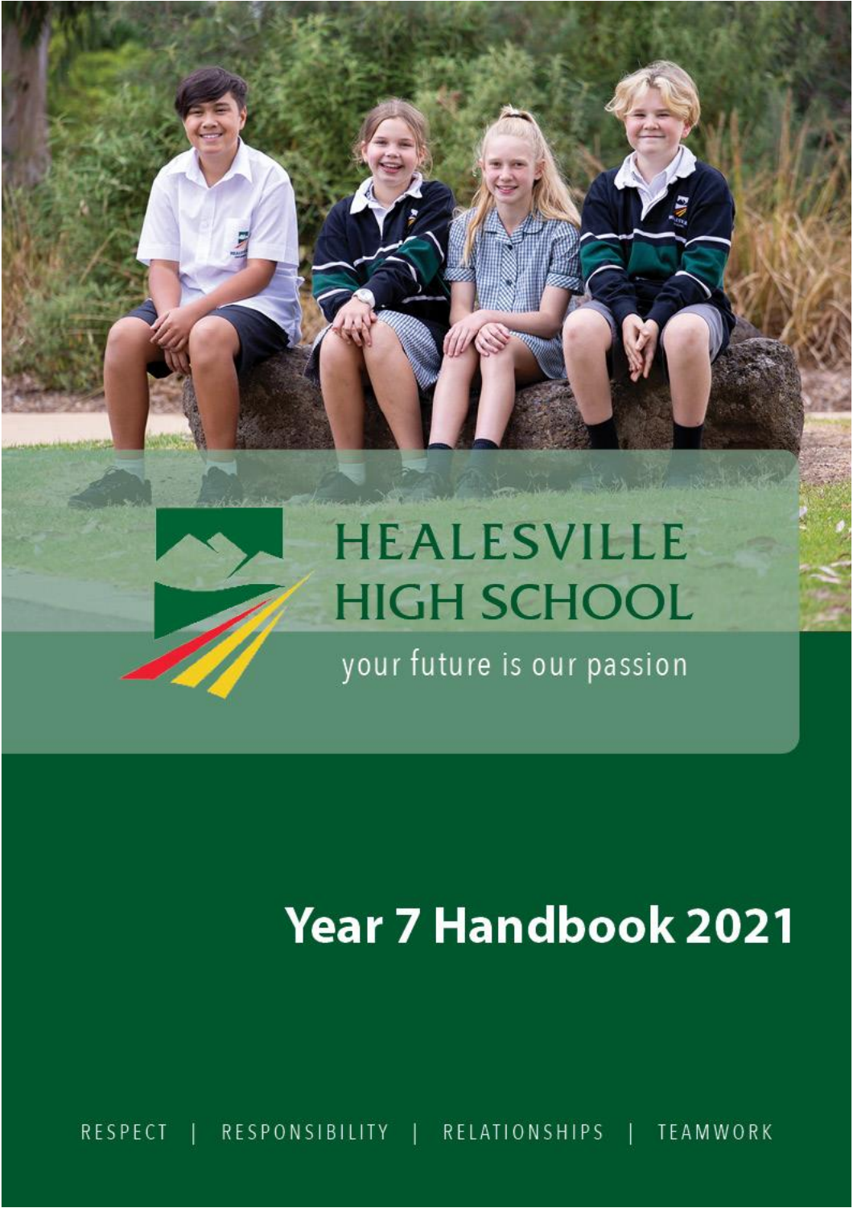HEALESVILLE HIGH SCHOOL

your future is our passion

# Year 7 Handbook 2021

RESPECT | RESPONSIBILITY | RELATIONSHIPS | TEAMWORK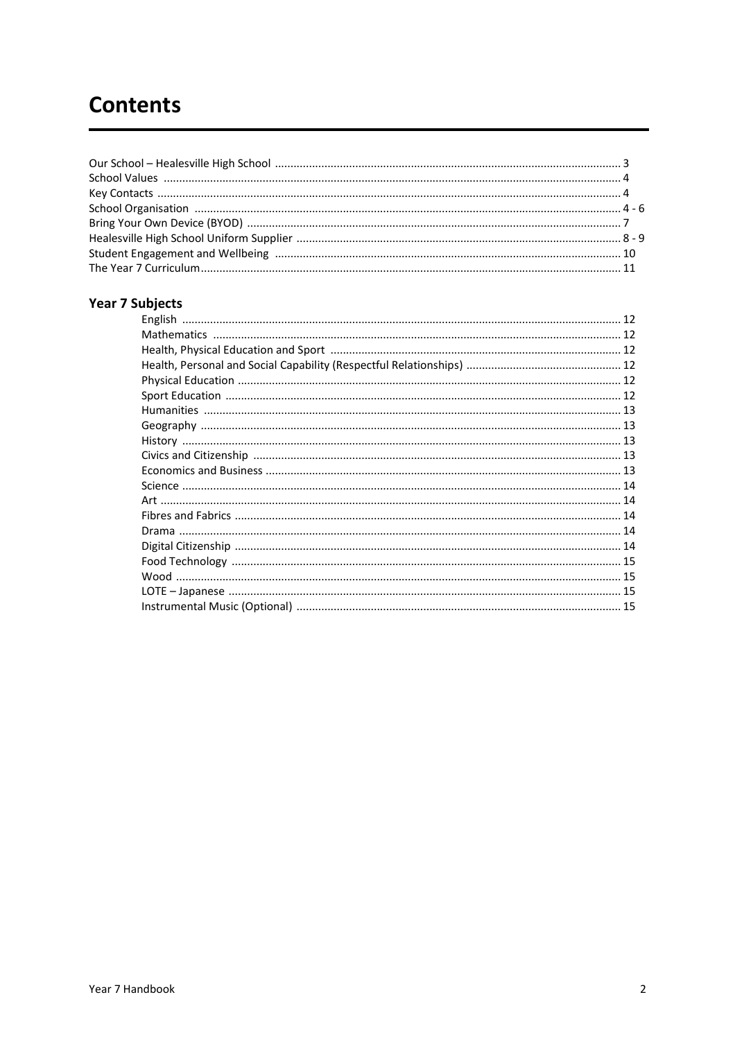# Contents

| | |
|---|---|
| Our School – Healesville High School | 3 |
| School Values | 4 |
| Key Contacts | 4 |
| School Organisation | 4 - 6 |
| Bring Your Own Device (BYOD) | 7 |
| Healesville High School Uniform Supplier | 8 - 9 |
| Student Engagement and Wellbeing | 10 |
| The Year 7 Curriculum | 11 |

## Year 7 Subjects

| | |
|---|---|
| English | 12 |
| Mathematics | 12 |
| Health, Physical Education and Sport | 12 |
| Health, Personal and Social Capability (Respectful Relationships) | 12 |
| Physical Education | 12 |
| Sport Education | 12 |
| Humanities | 13 |
| Geography | 13 |
| History | 13 |
| Civics and Citizenship | 13 |
| Economics and Business | 13 |
| Science | 14 |
| Art | 14 |
| Fibres and Fabrics | 14 |
| Drama | 14 |
| Digital Citizenship | 14 |
| Food Technology | 15 |
| Wood | 15 |
| LOTE – Japanese | 15 |
| Instrumental Music (Optional) | 15 |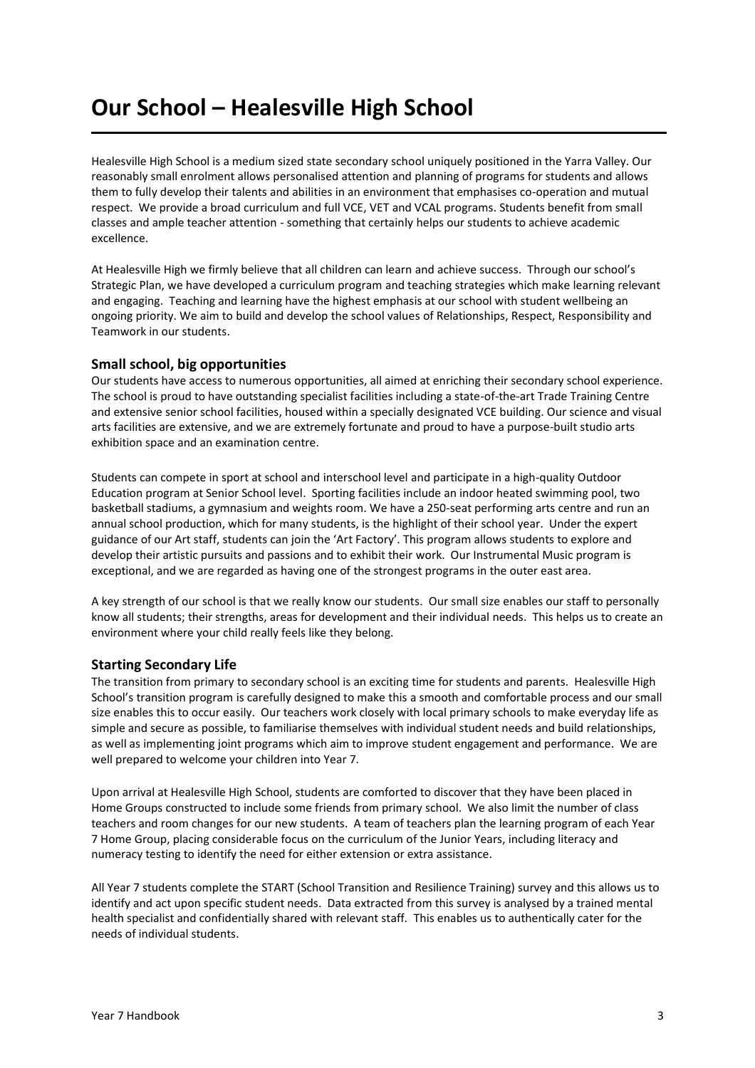# Our School – Healesville High School

Healesville High School is a medium sized state secondary school uniquely positioned in the Yarra Valley. Our reasonably small enrolment allows personalised attention and planning of programs for students and allows them to fully develop their talents and abilities in an environment that emphasises co-operation and mutual respect. We provide a broad curriculum and full VCE, VET and VCAL programs. Students benefit from small classes and ample teacher attention - something that certainly helps our students to achieve academic excellence.

At Healesville High we firmly believe that all children can learn and achieve success. Through our school's Strategic Plan, we have developed a curriculum program and teaching strategies which make learning relevant and engaging. Teaching and learning have the highest emphasis at our school with student wellbeing an ongoing priority. We aim to build and develop the school values of Relationships, Respect, Responsibility and Teamwork in our students.

## Small school, big opportunities

Our students have access to numerous opportunities, all aimed at enriching their secondary school experience. The school is proud to have outstanding specialist facilities including a state-of-the-art Trade Training Centre and extensive senior school facilities, housed within a specially designated VCE building. Our science and visual arts facilities are extensive, and we are extremely fortunate and proud to have a purpose-built studio arts exhibition space and an examination centre.

Students can compete in sport at school and interschool level and participate in a high-quality Outdoor Education program at Senior School level. Sporting facilities include an indoor heated swimming pool, two basketball stadiums, a gymnasium and weights room. We have a 250-seat performing arts centre and run an annual school production, which for many students, is the highlight of their school year. Under the expert guidance of our Art staff, students can join the 'Art Factory'. This program allows students to explore and develop their artistic pursuits and passions and to exhibit their work. Our Instrumental Music program is exceptional, and we are regarded as having one of the strongest programs in the outer east area.

A key strength of our school is that we really know our students. Our small size enables our staff to personally know all students; their strengths, areas for development and their individual needs. This helps us to create an environment where your child really feels like they belong.

## Starting Secondary Life

The transition from primary to secondary school is an exciting time for students and parents. Healesville High School's transition program is carefully designed to make this a smooth and comfortable process and our small size enables this to occur easily. Our teachers work closely with local primary schools to make everyday life as simple and secure as possible, to familiarise themselves with individual student needs and build relationships, as well as implementing joint programs which aim to improve student engagement and performance. We are well prepared to welcome your children into Year 7.

Upon arrival at Healesville High School, students are comforted to discover that they have been placed in Home Groups constructed to include some friends from primary school. We also limit the number of class teachers and room changes for our new students. A team of teachers plan the learning program of each Year 7 Home Group, placing considerable focus on the curriculum of the Junior Years, including literacy and numeracy testing to identify the need for either extension or extra assistance.

All Year 7 students complete the START (School Transition and Resilience Training) survey and this allows us to identify and act upon specific student needs. Data extracted from this survey is analysed by a trained mental health specialist and confidentially shared with relevant staff. This enables us to authentically cater for the needs of individual students.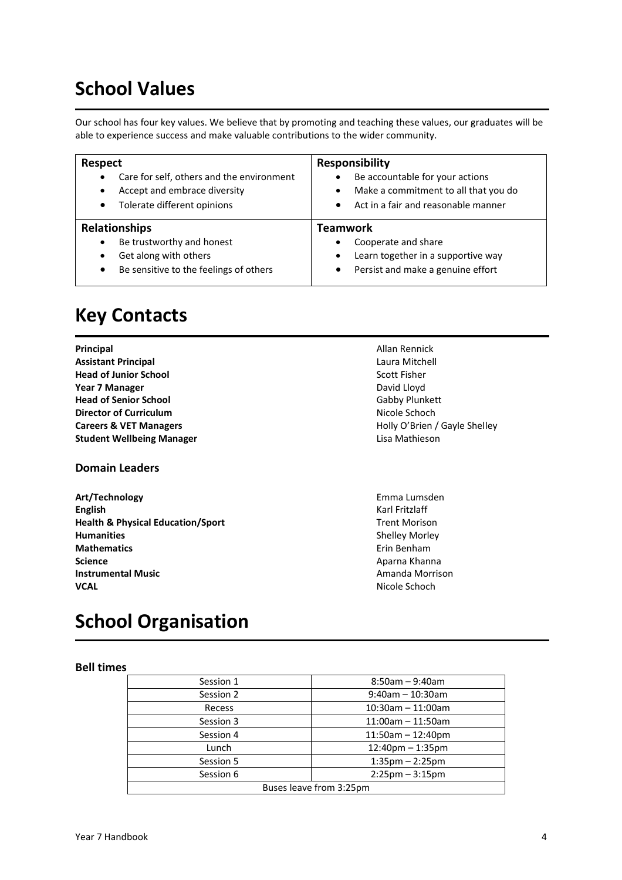# School Values

Our school has four key values. We believe that by promoting and teaching these values, our graduates will be able to experience success and make valuable contributions to the wider community.

| **Respect** | **Responsibility** |
|---|---|
| • Care for self, others and the environment<br>• Accept and embrace diversity<br>• Tolerate different opinions | • Be accountable for your actions<br>• Make a commitment to all that you do<br>• Act in a fair and reasonable manner |
| **Relationships** | **Teamwork** |
| • Be trustworthy and honest<br>• Get along with others<br>• Be sensitive to the feelings of others | • Cooperate and share<br>• Learn together in a supportive way<br>• Persist and make a genuine effort |

# Key Contacts

**Principal** Allan Rennick
**Assistant Principal** Laura Mitchell
**Head of Junior School** Scott Fisher
**Year 7 Manager** David Lloyd
**Head of Senior School** Gabby Plunkett
**Director of Curriculum** Nicole Schoch
**Careers & VET Managers** Holly O'Brien / Gayle Shelley
**Student Wellbeing Manager** Lisa Mathieson

### Domain Leaders

**Art/Technology** Emma Lumsden
**English** Karl Fritzlaff
**Health & Physical Education/Sport** Trent Morison
**Humanities** Shelley Morley
**Mathematics** Erin Benham
**Science** Aparna Khanna
**Instrumental Music** Amanda Morrison
**VCAL** Nicole Schoch

# School Organisation

### Bell times

| Session | Time |
|---|---|
| Session 1 | 8:50am – 9:40am |
| Session 2 | 9:40am – 10:30am |
| Recess | 10:30am – 11:00am |
| Session 3 | 11:00am – 11:50am |
| Session 4 | 11:50am – 12:40pm |
| Lunch | 12:40pm – 1:35pm |
| Session 5 | 1:35pm – 2:25pm |
| Session 6 | 2:25pm – 3:15pm |
| Buses leave from 3:25pm | |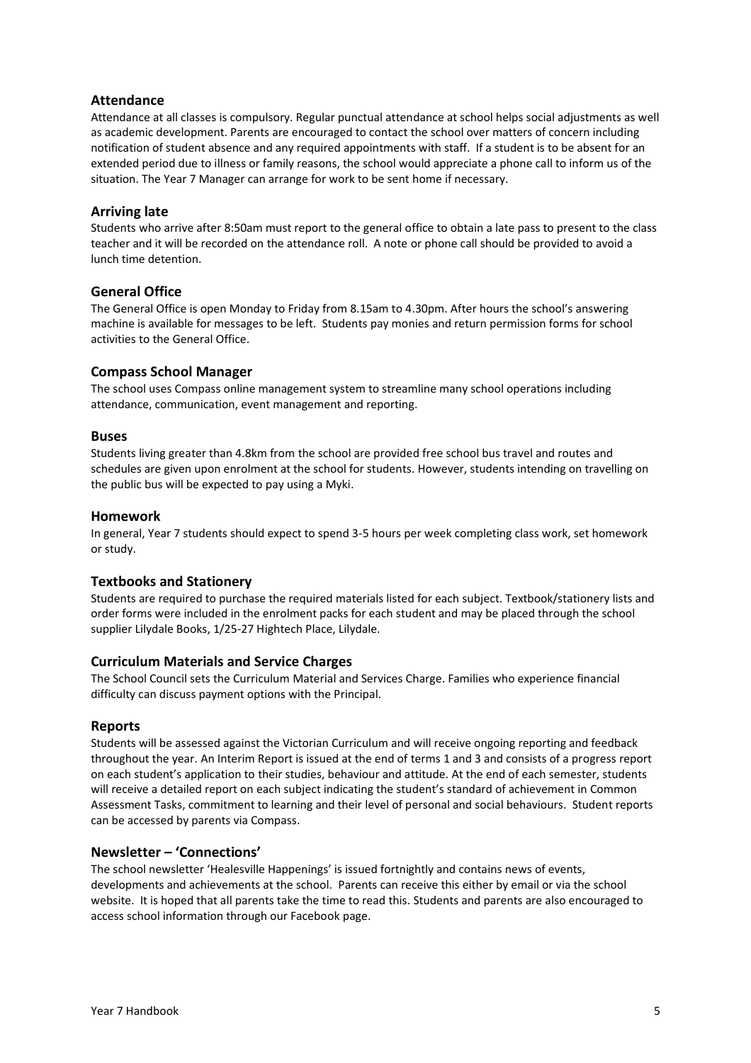## Attendance

Attendance at all classes is compulsory. Regular punctual attendance at school helps social adjustments as well as academic development. Parents are encouraged to contact the school over matters of concern including notification of student absence and any required appointments with staff. If a student is to be absent for an extended period due to illness or family reasons, the school would appreciate a phone call to inform us of the situation. The Year 7 Manager can arrange for work to be sent home if necessary.

## Arriving late

Students who arrive after 8:50am must report to the general office to obtain a late pass to present to the class teacher and it will be recorded on the attendance roll. A note or phone call should be provided to avoid a lunch time detention.

## General Office

The General Office is open Monday to Friday from 8.15am to 4.30pm. After hours the school's answering machine is available for messages to be left. Students pay monies and return permission forms for school activities to the General Office.

## Compass School Manager

The school uses Compass online management system to streamline many school operations including attendance, communication, event management and reporting.

## Buses

Students living greater than 4.8km from the school are provided free school bus travel and routes and schedules are given upon enrolment at the school for students. However, students intending on travelling on the public bus will be expected to pay using a Myki.

## Homework

In general, Year 7 students should expect to spend 3-5 hours per week completing class work, set homework or study.

## Textbooks and Stationery

Students are required to purchase the required materials listed for each subject. Textbook/stationery lists and order forms were included in the enrolment packs for each student and may be placed through the school supplier Lilydale Books, 1/25-27 Hightech Place, Lilydale.

## Curriculum Materials and Service Charges

The School Council sets the Curriculum Material and Services Charge. Families who experience financial difficulty can discuss payment options with the Principal.

## Reports

Students will be assessed against the Victorian Curriculum and will receive ongoing reporting and feedback throughout the year. An Interim Report is issued at the end of terms 1 and 3 and consists of a progress report on each student's application to their studies, behaviour and attitude. At the end of each semester, students will receive a detailed report on each subject indicating the student's standard of achievement in Common Assessment Tasks, commitment to learning and their level of personal and social behaviours. Student reports can be accessed by parents via Compass.

## Newsletter – 'Connections'

The school newsletter 'Healesville Happenings' is issued fortnightly and contains news of events, developments and achievements at the school. Parents can receive this either by email or via the school website. It is hoped that all parents take the time to read this. Students and parents are also encouraged to access school information through our Facebook page.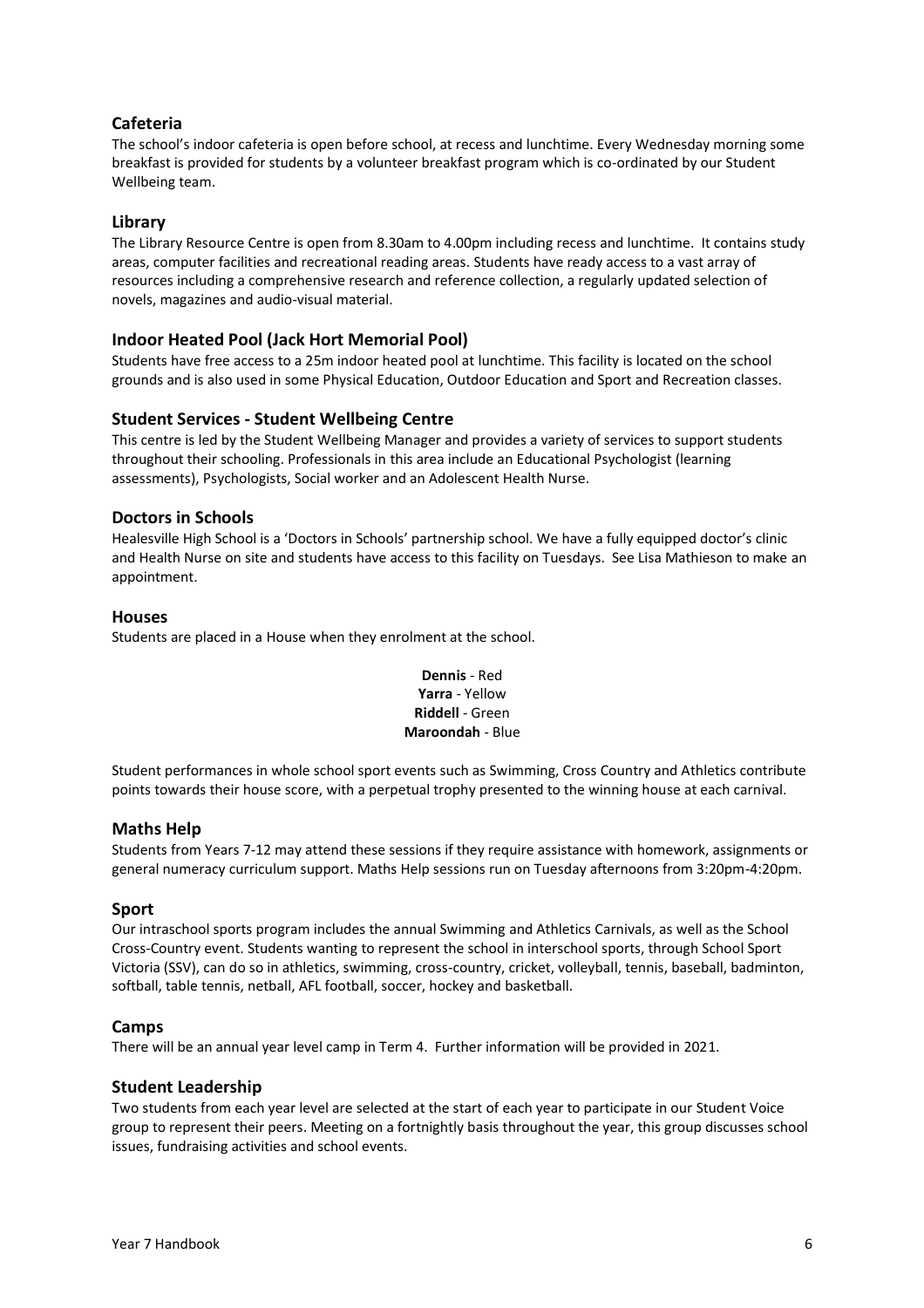## Cafeteria

The school's indoor cafeteria is open before school, at recess and lunchtime. Every Wednesday morning some breakfast is provided for students by a volunteer breakfast program which is co-ordinated by our Student Wellbeing team.

## Library

The Library Resource Centre is open from 8.30am to 4.00pm including recess and lunchtime. It contains study areas, computer facilities and recreational reading areas. Students have ready access to a vast array of resources including a comprehensive research and reference collection, a regularly updated selection of novels, magazines and audio-visual material.

## Indoor Heated Pool (Jack Hort Memorial Pool)

Students have free access to a 25m indoor heated pool at lunchtime. This facility is located on the school grounds and is also used in some Physical Education, Outdoor Education and Sport and Recreation classes.

## Student Services - Student Wellbeing Centre

This centre is led by the Student Wellbeing Manager and provides a variety of services to support students throughout their schooling. Professionals in this area include an Educational Psychologist (learning assessments), Psychologists, Social worker and an Adolescent Health Nurse.

## Doctors in Schools

Healesville High School is a 'Doctors in Schools' partnership school. We have a fully equipped doctor's clinic and Health Nurse on site and students have access to this facility on Tuesdays. See Lisa Mathieson to make an appointment.

## Houses

Students are placed in a House when they enrolment at the school.

**Dennis** - Red
**Yarra** - Yellow
**Riddell** - Green
**Maroondah** - Blue

Student performances in whole school sport events such as Swimming, Cross Country and Athletics contribute points towards their house score, with a perpetual trophy presented to the winning house at each carnival.

## Maths Help

Students from Years 7-12 may attend these sessions if they require assistance with homework, assignments or general numeracy curriculum support. Maths Help sessions run on Tuesday afternoons from 3:20pm-4:20pm.

## Sport

Our intraschool sports program includes the annual Swimming and Athletics Carnivals, as well as the School Cross-Country event. Students wanting to represent the school in interschool sports, through School Sport Victoria (SSV), can do so in athletics, swimming, cross-country, cricket, volleyball, tennis, baseball, badminton, softball, table tennis, netball, AFL football, soccer, hockey and basketball.

## Camps

There will be an annual year level camp in Term 4. Further information will be provided in 2021.

## Student Leadership

Two students from each year level are selected at the start of each year to participate in our Student Voice group to represent their peers. Meeting on a fortnightly basis throughout the year, this group discusses school issues, fundraising activities and school events.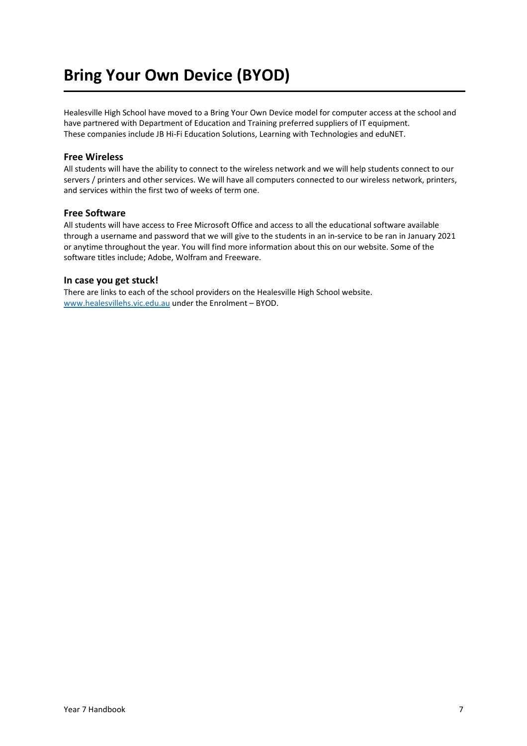# Bring Your Own Device (BYOD)

Healesville High School have moved to a Bring Your Own Device model for computer access at the school and have partnered with Department of Education and Training preferred suppliers of IT equipment. These companies include JB Hi-Fi Education Solutions, Learning with Technologies and eduNET.

### Free Wireless

All students will have the ability to connect to the wireless network and we will help students connect to our servers / printers and other services. We will have all computers connected to our wireless network, printers, and services within the first two of weeks of term one.

### Free Software

All students will have access to Free Microsoft Office and access to all the educational software available through a username and password that we will give to the students in an in-service to be ran in January 2021 or anytime throughout the year. You will find more information about this on our website. Some of the software titles include; Adobe, Wolfram and Freeware.

### In case you get stuck!

There are links to each of the school providers on the Healesville High School website. [www.healesvillehs.vic.edu.au](http://www.healesvillehs.vic.edu.au) under the Enrolment – BYOD.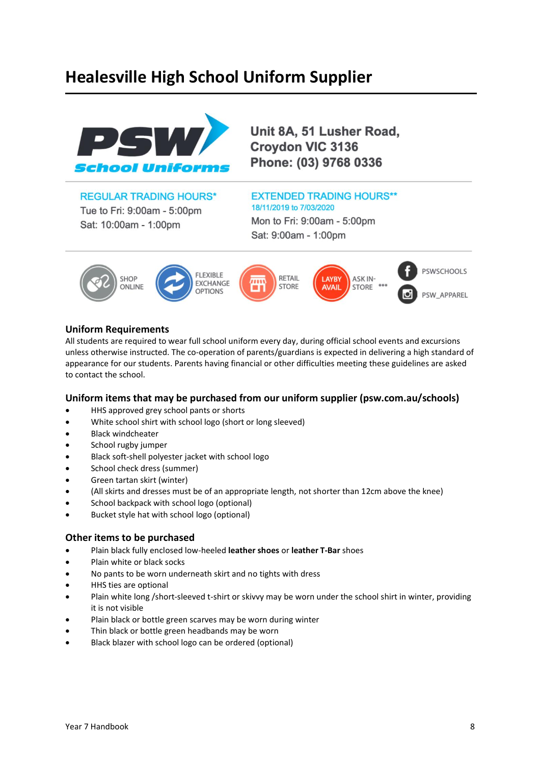# Healesville High School Uniform Supplier

PSW School Uniforms

**Unit 8A, 51 Lusher Road,**
**Croydon VIC 3136**
**Phone: (03) 9768 0336**

REGULAR TRADING HOURS*
Tue to Fri: 9:00am - 5:00pm
Sat: 10:00am - 1:00pm

EXTENDED TRADING HOURS**
18/11/2019 to 7/03/2020
Mon to Fri: 9:00am - 5:00pm
Sat: 9:00am - 1:00pm

SHOP ONLINE | FLEXIBLE EXCHANGE OPTIONS | RETAIL STORE | LAYBY AVAIL ASK IN-STORE *** | PSWSCHOOLS | PSW_APPAREL

## Uniform Requirements

All students are required to wear full school uniform every day, during official school events and excursions unless otherwise instructed. The co-operation of parents/guardians is expected in delivering a high standard of appearance for our students. Parents having financial or other difficulties meeting these guidelines are asked to contact the school.

## Uniform items that may be purchased from our uniform supplier (psw.com.au/schools)

- HHS approved grey school pants or shorts
- White school shirt with school logo (short or long sleeved)
- Black windcheater
- School rugby jumper
- Black soft-shell polyester jacket with school logo
- School check dress (summer)
- Green tartan skirt (winter)
- (All skirts and dresses must be of an appropriate length, not shorter than 12cm above the knee)
- School backpack with school logo (optional)
- Bucket style hat with school logo (optional)

## Other items to be purchased

- Plain black fully enclosed low-heeled **leather shoes** or **leather T-Bar** shoes
- Plain white or black socks
- No pants to be worn underneath skirt and no tights with dress
- HHS ties are optional
- Plain white long /short-sleeved t-shirt or skivvy may be worn under the school shirt in winter, providing it is not visible
- Plain black or bottle green scarves may be worn during winter
- Thin black or bottle green headbands may be worn
- Black blazer with school logo can be ordered (optional)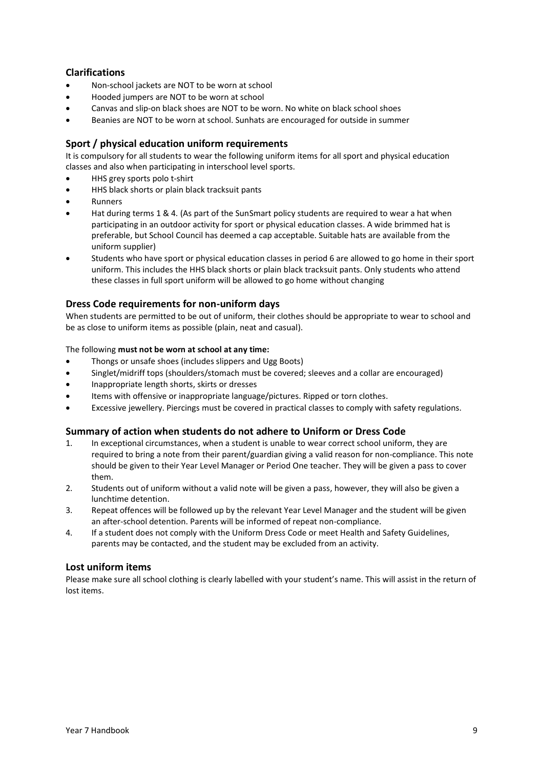## Clarifications

- Non-school jackets are NOT to be worn at school
- Hooded jumpers are NOT to be worn at school
- Canvas and slip-on black shoes are NOT to be worn. No white on black school shoes
- Beanies are NOT to be worn at school. Sunhats are encouraged for outside in summer

## Sport / physical education uniform requirements

It is compulsory for all students to wear the following uniform items for all sport and physical education classes and also when participating in interschool level sports.

- HHS grey sports polo t-shirt
- HHS black shorts or plain black tracksuit pants
- Runners
- Hat during terms 1 & 4. (As part of the SunSmart policy students are required to wear a hat when participating in an outdoor activity for sport or physical education classes. A wide brimmed hat is preferable, but School Council has deemed a cap acceptable. Suitable hats are available from the uniform supplier)
- Students who have sport or physical education classes in period 6 are allowed to go home in their sport uniform. This includes the HHS black shorts or plain black tracksuit pants. Only students who attend these classes in full sport uniform will be allowed to go home without changing

## Dress Code requirements for non-uniform days

When students are permitted to be out of uniform, their clothes should be appropriate to wear to school and be as close to uniform items as possible (plain, neat and casual).

The following **must not be worn at school at any time:**

- Thongs or unsafe shoes (includes slippers and Ugg Boots)
- Singlet/midriff tops (shoulders/stomach must be covered; sleeves and a collar are encouraged)
- Inappropriate length shorts, skirts or dresses
- Items with offensive or inappropriate language/pictures. Ripped or torn clothes.
- Excessive jewellery. Piercings must be covered in practical classes to comply with safety regulations.

## Summary of action when students do not adhere to Uniform or Dress Code

1. In exceptional circumstances, when a student is unable to wear correct school uniform, they are required to bring a note from their parent/guardian giving a valid reason for non-compliance. This note should be given to their Year Level Manager or Period One teacher. They will be given a pass to cover them.
2. Students out of uniform without a valid note will be given a pass, however, they will also be given a lunchtime detention.
3. Repeat offences will be followed up by the relevant Year Level Manager and the student will be given an after-school detention. Parents will be informed of repeat non-compliance.
4. If a student does not comply with the Uniform Dress Code or meet Health and Safety Guidelines, parents may be contacted, and the student may be excluded from an activity.

## Lost uniform items

Please make sure all school clothing is clearly labelled with your student's name. This will assist in the return of lost items.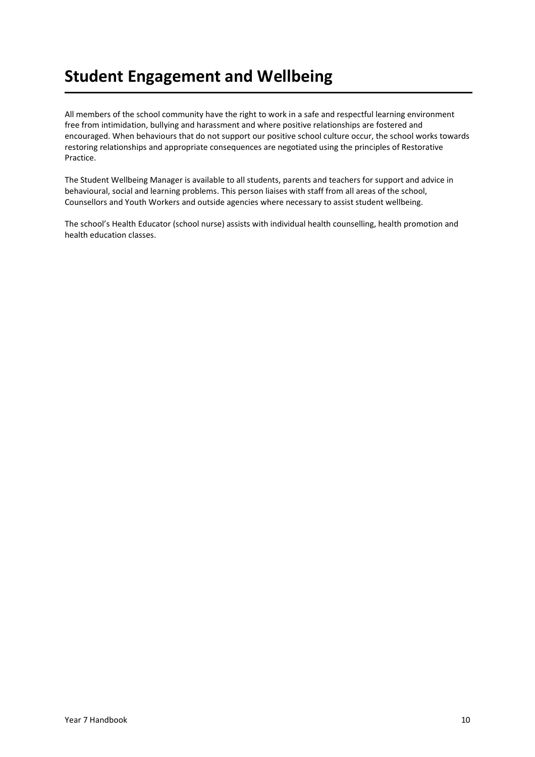# Student Engagement and Wellbeing

All members of the school community have the right to work in a safe and respectful learning environment free from intimidation, bullying and harassment and where positive relationships are fostered and encouraged. When behaviours that do not support our positive school culture occur, the school works towards restoring relationships and appropriate consequences are negotiated using the principles of Restorative Practice.

The Student Wellbeing Manager is available to all students, parents and teachers for support and advice in behavioural, social and learning problems. This person liaises with staff from all areas of the school, Counsellors and Youth Workers and outside agencies where necessary to assist student wellbeing.

The school's Health Educator (school nurse) assists with individual health counselling, health promotion and health education classes.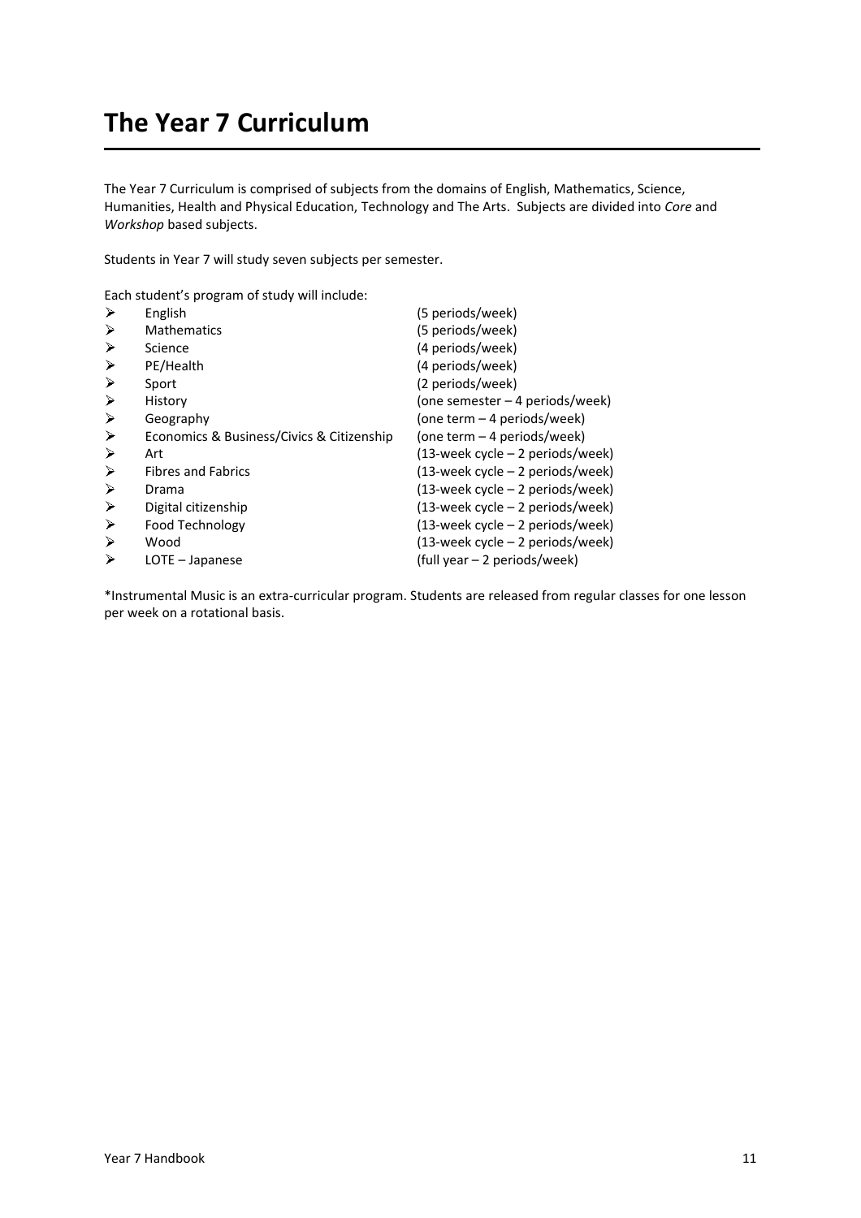# The Year 7 Curriculum

The Year 7 Curriculum is comprised of subjects from the domains of English, Mathematics, Science, Humanities, Health and Physical Education, Technology and The Arts. Subjects are divided into *Core* and *Workshop* based subjects.

Students in Year 7 will study seven subjects per semester.

Each student's program of study will include:

- English (5 periods/week)
- Mathematics (5 periods/week)
- Science (4 periods/week)
- PE/Health (4 periods/week)
- Sport (2 periods/week)
- History (one semester – 4 periods/week)
- Geography (one term – 4 periods/week)
- Economics & Business/Civics & Citizenship (one term – 4 periods/week)
- Art (13-week cycle – 2 periods/week)
- Fibres and Fabrics (13-week cycle – 2 periods/week)
- Drama (13-week cycle – 2 periods/week)
- Digital citizenship (13-week cycle – 2 periods/week)
- Food Technology (13-week cycle – 2 periods/week)
- Wood (13-week cycle – 2 periods/week)
- LOTE – Japanese (full year – 2 periods/week)

*Instrumental Music is an extra-curricular program. Students are released from regular classes for one lesson per week on a rotational basis.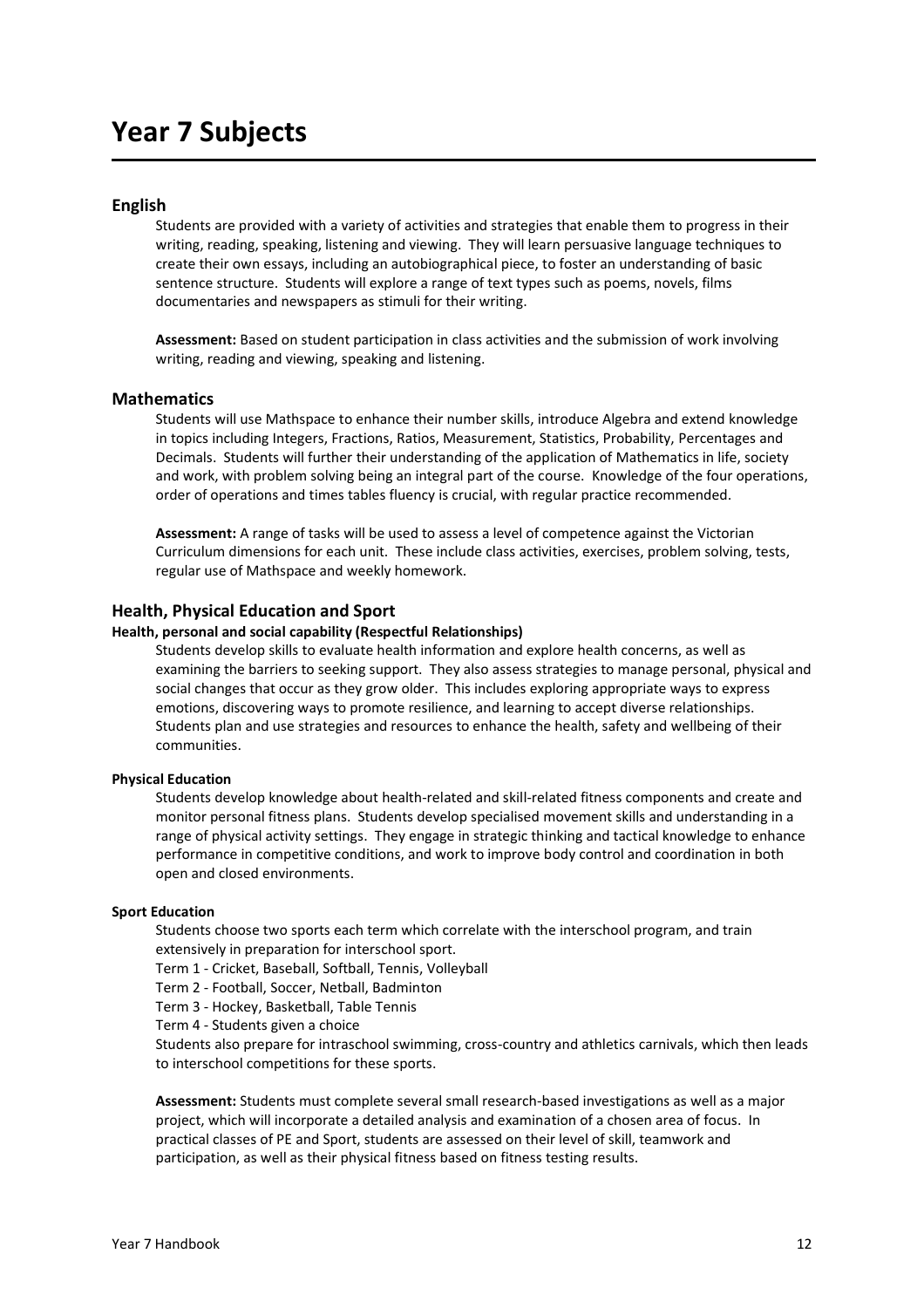# Year 7 Subjects

## English

Students are provided with a variety of activities and strategies that enable them to progress in their writing, reading, speaking, listening and viewing. They will learn persuasive language techniques to create their own essays, including an autobiographical piece, to foster an understanding of basic sentence structure. Students will explore a range of text types such as poems, novels, films documentaries and newspapers as stimuli for their writing.

**Assessment:** Based on student participation in class activities and the submission of work involving writing, reading and viewing, speaking and listening.

## Mathematics

Students will use Mathspace to enhance their number skills, introduce Algebra and extend knowledge in topics including Integers, Fractions, Ratios, Measurement, Statistics, Probability, Percentages and Decimals. Students will further their understanding of the application of Mathematics in life, society and work, with problem solving being an integral part of the course. Knowledge of the four operations, order of operations and times tables fluency is crucial, with regular practice recommended.

**Assessment:** A range of tasks will be used to assess a level of competence against the Victorian Curriculum dimensions for each unit. These include class activities, exercises, problem solving, tests, regular use of Mathspace and weekly homework.

## Health, Physical Education and Sport

### Health, personal and social capability (Respectful Relationships)

Students develop skills to evaluate health information and explore health concerns, as well as examining the barriers to seeking support. They also assess strategies to manage personal, physical and social changes that occur as they grow older. This includes exploring appropriate ways to express emotions, discovering ways to promote resilience, and learning to accept diverse relationships. Students plan and use strategies and resources to enhance the health, safety and wellbeing of their communities.

### Physical Education

Students develop knowledge about health-related and skill-related fitness components and create and monitor personal fitness plans. Students develop specialised movement skills and understanding in a range of physical activity settings. They engage in strategic thinking and tactical knowledge to enhance performance in competitive conditions, and work to improve body control and coordination in both open and closed environments.

### Sport Education

Students choose two sports each term which correlate with the interschool program, and train extensively in preparation for interschool sport.

Term 1 - Cricket, Baseball, Softball, Tennis, Volleyball
Term 2 - Football, Soccer, Netball, Badminton
Term 3 - Hockey, Basketball, Table Tennis
Term 4 - Students given a choice

Students also prepare for intraschool swimming, cross-country and athletics carnivals, which then leads to interschool competitions for these sports.

**Assessment:** Students must complete several small research-based investigations as well as a major project, which will incorporate a detailed analysis and examination of a chosen area of focus. In practical classes of PE and Sport, students are assessed on their level of skill, teamwork and participation, as well as their physical fitness based on fitness testing results.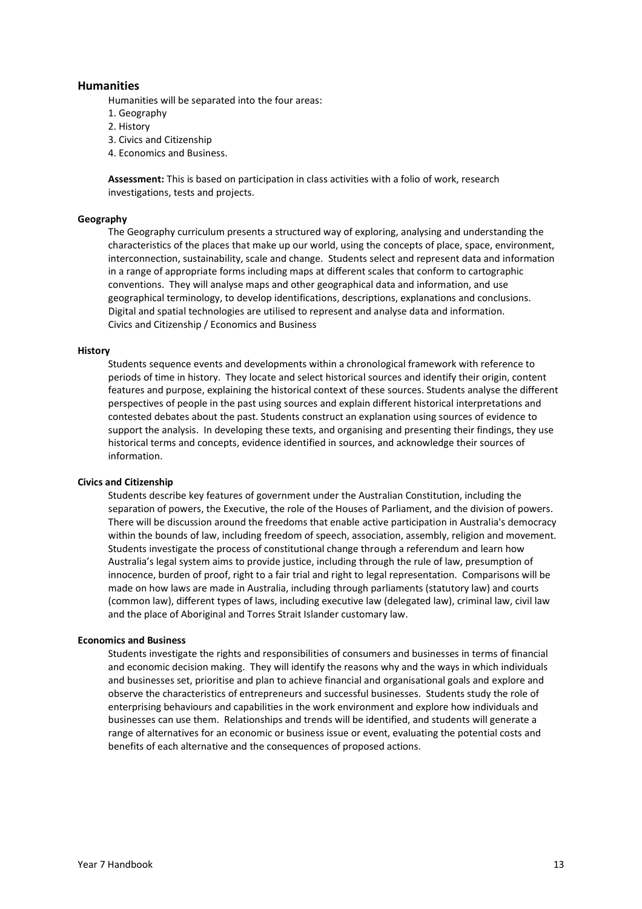## Humanities

Humanities will be separated into the four areas:

1. Geography
2. History
3. Civics and Citizenship
4. Economics and Business.

**Assessment:** This is based on participation in class activities with a folio of work, research investigations, tests and projects.

### Geography

The Geography curriculum presents a structured way of exploring, analysing and understanding the characteristics of the places that make up our world, using the concepts of place, space, environment, interconnection, sustainability, scale and change. Students select and represent data and information in a range of appropriate forms including maps at different scales that conform to cartographic conventions. They will analyse maps and other geographical data and information, and use geographical terminology, to develop identifications, descriptions, explanations and conclusions. Digital and spatial technologies are utilised to represent and analyse data and information.
Civics and Citizenship / Economics and Business

### History

Students sequence events and developments within a chronological framework with reference to periods of time in history. They locate and select historical sources and identify their origin, content features and purpose, explaining the historical context of these sources. Students analyse the different perspectives of people in the past using sources and explain different historical interpretations and contested debates about the past. Students construct an explanation using sources of evidence to support the analysis. In developing these texts, and organising and presenting their findings, they use historical terms and concepts, evidence identified in sources, and acknowledge their sources of information.

### Civics and Citizenship

Students describe key features of government under the Australian Constitution, including the separation of powers, the Executive, the role of the Houses of Parliament, and the division of powers. There will be discussion around the freedoms that enable active participation in Australia's democracy within the bounds of law, including freedom of speech, association, assembly, religion and movement. Students investigate the process of constitutional change through a referendum and learn how Australia's legal system aims to provide justice, including through the rule of law, presumption of innocence, burden of proof, right to a fair trial and right to legal representation. Comparisons will be made on how laws are made in Australia, including through parliaments (statutory law) and courts (common law), different types of laws, including executive law (delegated law), criminal law, civil law and the place of Aboriginal and Torres Strait Islander customary law.

### Economics and Business

Students investigate the rights and responsibilities of consumers and businesses in terms of financial and economic decision making. They will identify the reasons why and the ways in which individuals and businesses set, prioritise and plan to achieve financial and organisational goals and explore and observe the characteristics of entrepreneurs and successful businesses. Students study the role of enterprising behaviours and capabilities in the work environment and explore how individuals and businesses can use them. Relationships and trends will be identified, and students will generate a range of alternatives for an economic or business issue or event, evaluating the potential costs and benefits of each alternative and the consequences of proposed actions.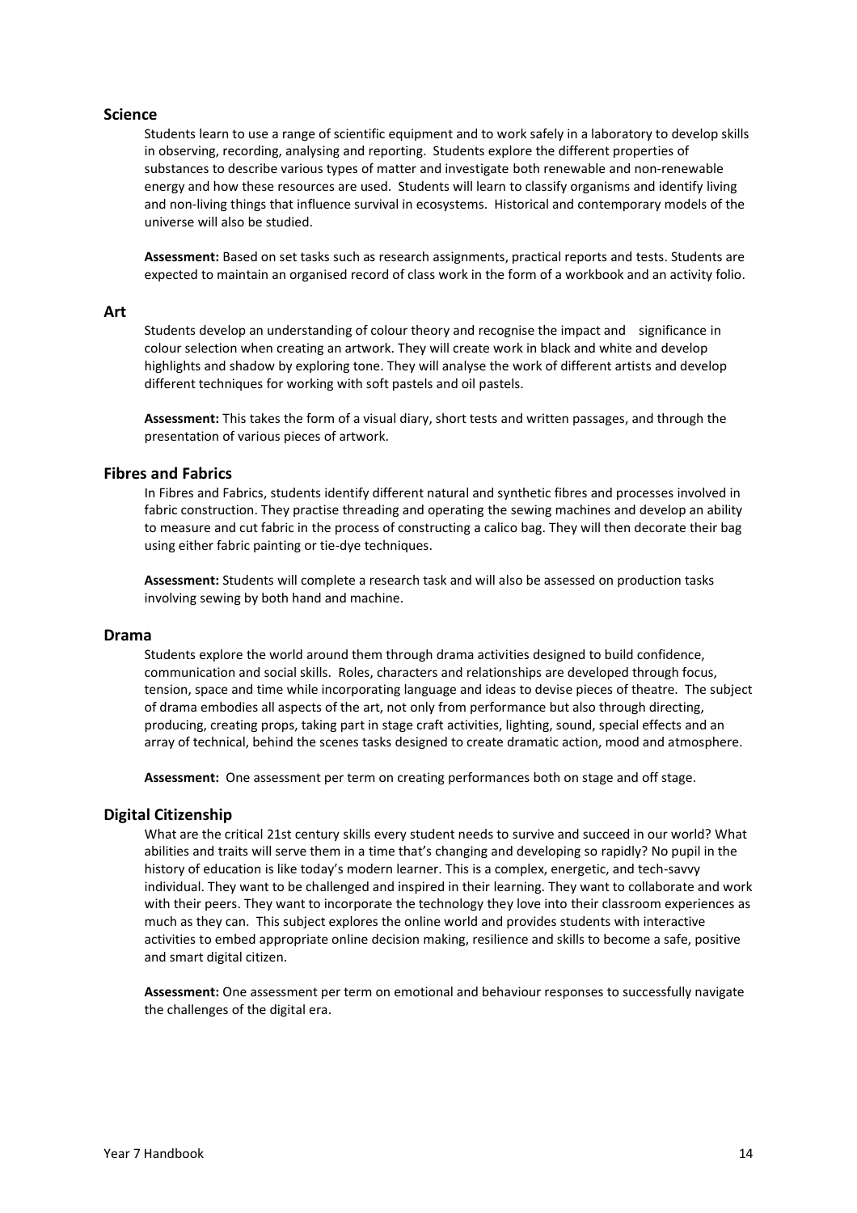## Science

Students learn to use a range of scientific equipment and to work safely in a laboratory to develop skills in observing, recording, analysing and reporting. Students explore the different properties of substances to describe various types of matter and investigate both renewable and non-renewable energy and how these resources are used. Students will learn to classify organisms and identify living and non-living things that influence survival in ecosystems. Historical and contemporary models of the universe will also be studied.

**Assessment:** Based on set tasks such as research assignments, practical reports and tests. Students are expected to maintain an organised record of class work in the form of a workbook and an activity folio.

## Art

Students develop an understanding of colour theory and recognise the impact and significance in colour selection when creating an artwork. They will create work in black and white and develop highlights and shadow by exploring tone. They will analyse the work of different artists and develop different techniques for working with soft pastels and oil pastels.

**Assessment:** This takes the form of a visual diary, short tests and written passages, and through the presentation of various pieces of artwork.

## Fibres and Fabrics

In Fibres and Fabrics, students identify different natural and synthetic fibres and processes involved in fabric construction. They practise threading and operating the sewing machines and develop an ability to measure and cut fabric in the process of constructing a calico bag. They will then decorate their bag using either fabric painting or tie-dye techniques.

**Assessment:** Students will complete a research task and will also be assessed on production tasks involving sewing by both hand and machine.

## Drama

Students explore the world around them through drama activities designed to build confidence, communication and social skills. Roles, characters and relationships are developed through focus, tension, space and time while incorporating language and ideas to devise pieces of theatre. The subject of drama embodies all aspects of the art, not only from performance but also through directing, producing, creating props, taking part in stage craft activities, lighting, sound, special effects and an array of technical, behind the scenes tasks designed to create dramatic action, mood and atmosphere.

**Assessment:** One assessment per term on creating performances both on stage and off stage.

## Digital Citizenship

What are the critical 21st century skills every student needs to survive and succeed in our world? What abilities and traits will serve them in a time that's changing and developing so rapidly? No pupil in the history of education is like today's modern learner. This is a complex, energetic, and tech-savvy individual. They want to be challenged and inspired in their learning. They want to collaborate and work with their peers. They want to incorporate the technology they love into their classroom experiences as much as they can. This subject explores the online world and provides students with interactive activities to embed appropriate online decision making, resilience and skills to become a safe, positive and smart digital citizen.

**Assessment:** One assessment per term on emotional and behaviour responses to successfully navigate the challenges of the digital era.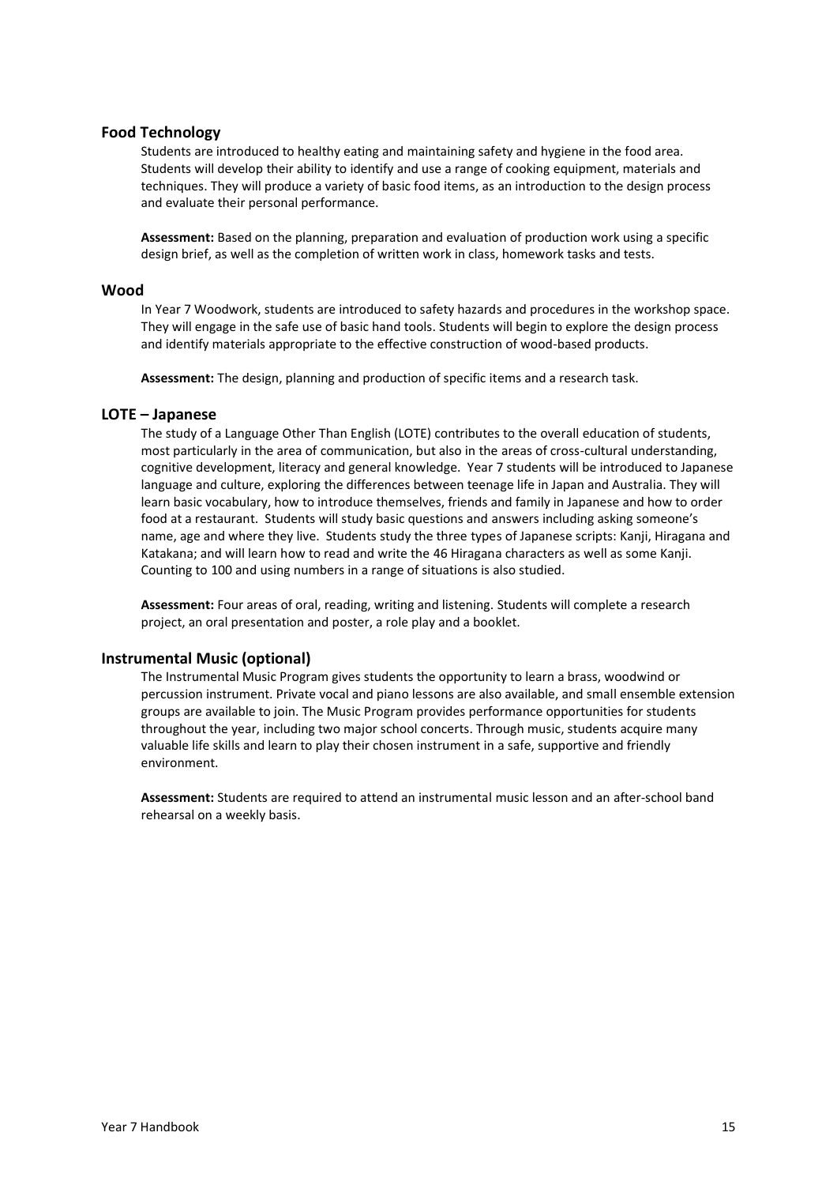## Food Technology

Students are introduced to healthy eating and maintaining safety and hygiene in the food area. Students will develop their ability to identify and use a range of cooking equipment, materials and techniques. They will produce a variety of basic food items, as an introduction to the design process and evaluate their personal performance.

**Assessment:** Based on the planning, preparation and evaluation of production work using a specific design brief, as well as the completion of written work in class, homework tasks and tests.

## Wood

In Year 7 Woodwork, students are introduced to safety hazards and procedures in the workshop space. They will engage in the safe use of basic hand tools. Students will begin to explore the design process and identify materials appropriate to the effective construction of wood-based products.

**Assessment:** The design, planning and production of specific items and a research task.

## LOTE – Japanese

The study of a Language Other Than English (LOTE) contributes to the overall education of students, most particularly in the area of communication, but also in the areas of cross-cultural understanding, cognitive development, literacy and general knowledge. Year 7 students will be introduced to Japanese language and culture, exploring the differences between teenage life in Japan and Australia. They will learn basic vocabulary, how to introduce themselves, friends and family in Japanese and how to order food at a restaurant. Students will study basic questions and answers including asking someone's name, age and where they live. Students study the three types of Japanese scripts: Kanji, Hiragana and Katakana; and will learn how to read and write the 46 Hiragana characters as well as some Kanji. Counting to 100 and using numbers in a range of situations is also studied.

**Assessment:** Four areas of oral, reading, writing and listening. Students will complete a research project, an oral presentation and poster, a role play and a booklet.

## Instrumental Music (optional)

The Instrumental Music Program gives students the opportunity to learn a brass, woodwind or percussion instrument. Private vocal and piano lessons are also available, and small ensemble extension groups are available to join. The Music Program provides performance opportunities for students throughout the year, including two major school concerts. Through music, students acquire many valuable life skills and learn to play their chosen instrument in a safe, supportive and friendly environment.

**Assessment:** Students are required to attend an instrumental music lesson and an after-school band rehearsal on a weekly basis.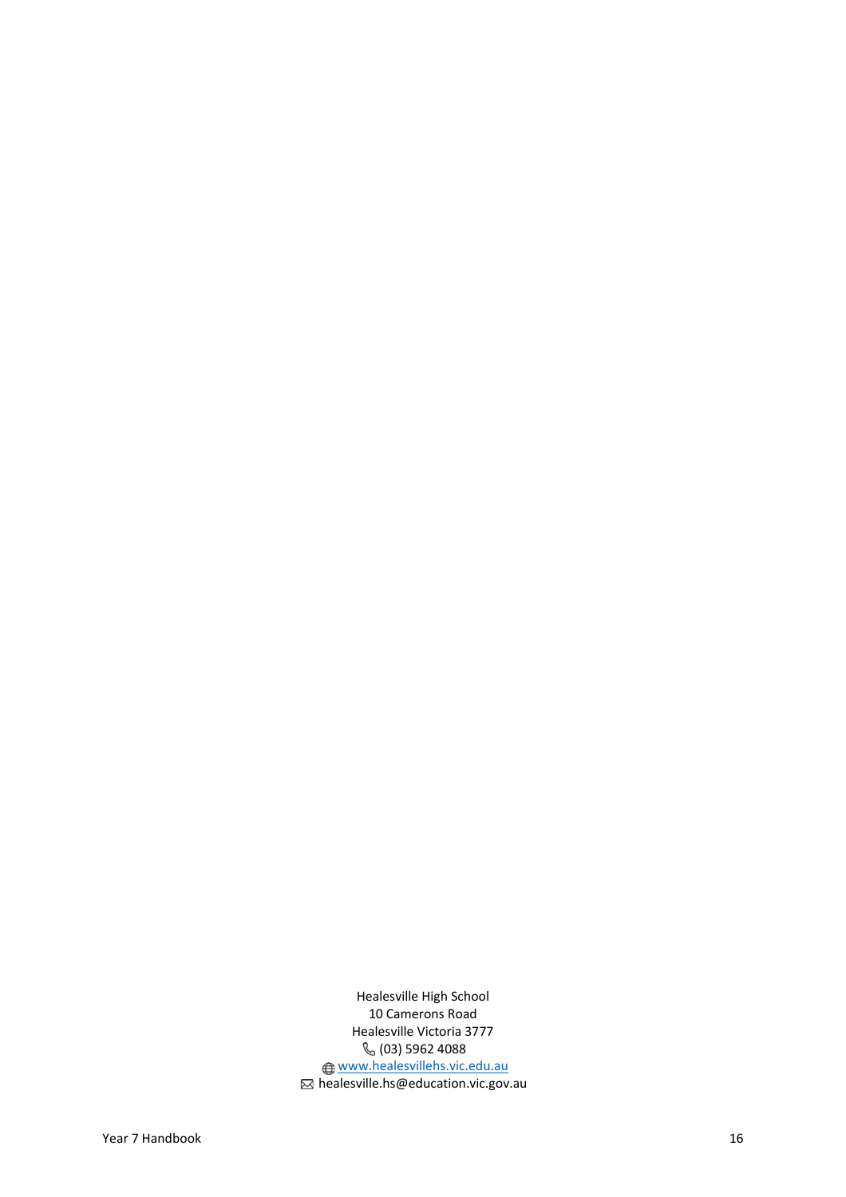Healesville High School
10 Camerons Road
Healesville Victoria 3777
(03) 5962 4088
www.healesvillehs.vic.edu.au
healesville.hs@education.vic.gov.au